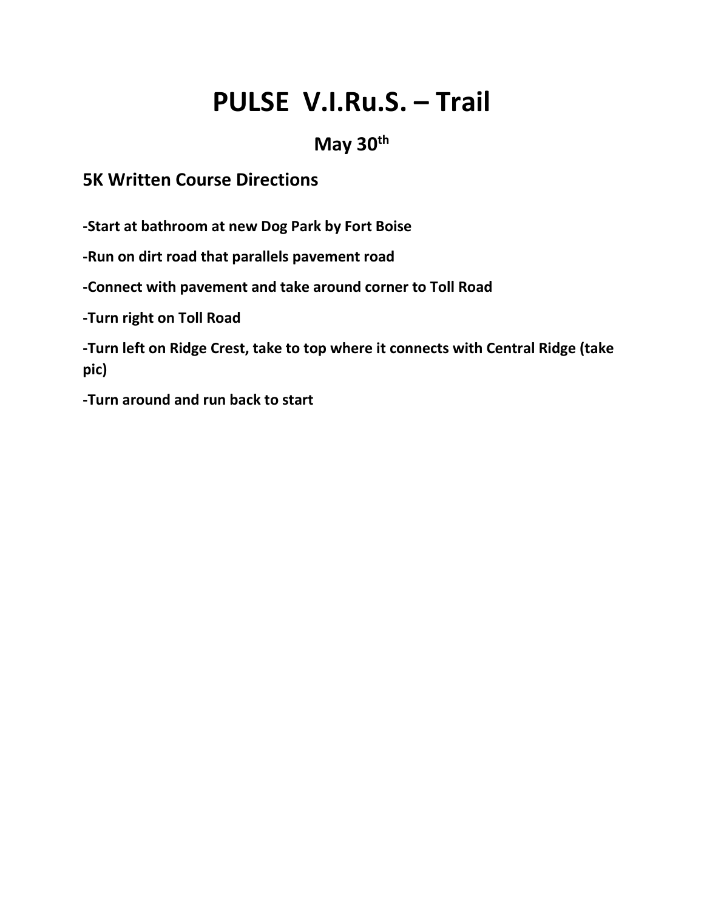# PULSE V.I.Ru.S. – Trail

## May 30th

### 5K Written Course Directions

**-Start at bathroom at new Dog Park by Fort Boise**

**-Run on dirt road that parallels pavement road**

**-Connect with pavement and take around corner to Toll Road**

**-Turn right on Toll Road**

**-Turn left on Ridge Crest, take to top where it connects with Central Ridge (take pic)**

**-Turn around and run back to start**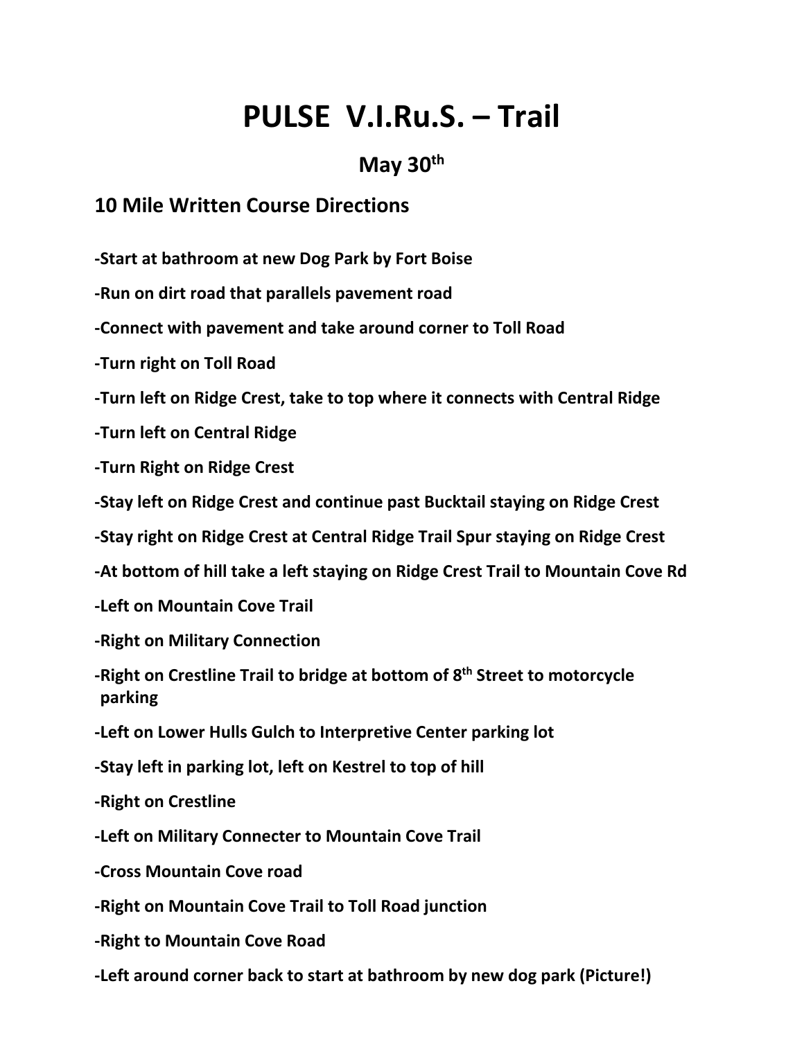# PULSE  V.I.Ru.S. – Trail

## May 30th

### 10 Mile Written Course Directions

**-Start at bathroom at new Dog Park by Fort Boise**

**-Run on dirt road that parallels pavement road**

**-Connect with pavement and take around corner to Toll Road**

**-Turn right on Toll Road**

**-Turn left on Ridge Crest, take to top where it connects with Central Ridge**

**-Turn left on Central Ridge**

**-Turn Right on Ridge Crest**

**-Stay left on Ridge Crest and continue past Bucktail staying on Ridge Crest**

**-Stay right on Ridge Crest at Central Ridge Trail Spur staying on Ridge Crest**

**-At bottom of hill take a left staying on Ridge Crest Trail to Mountain Cove Rd**

**-Left on Mountain Cove Trail**

**-Right on Military Connection**

**-Right on Crestline Trail to bridge at bottom of 8th Street to motorcycle parking**

**-Left on Lower Hulls Gulch to Interpretive Center parking lot**

**-Stay left in parking lot, left on Kestrel to top of hill**

**-Right on Crestline**

**-Left on Military Connecter to Mountain Cove Trail**

**-Cross Mountain Cove road**

**-Right on Mountain Cove Trail to Toll Road junction**

**-Right to Mountain Cove Road**

**-Left around corner back to start at bathroom by new dog park (Picture!)**